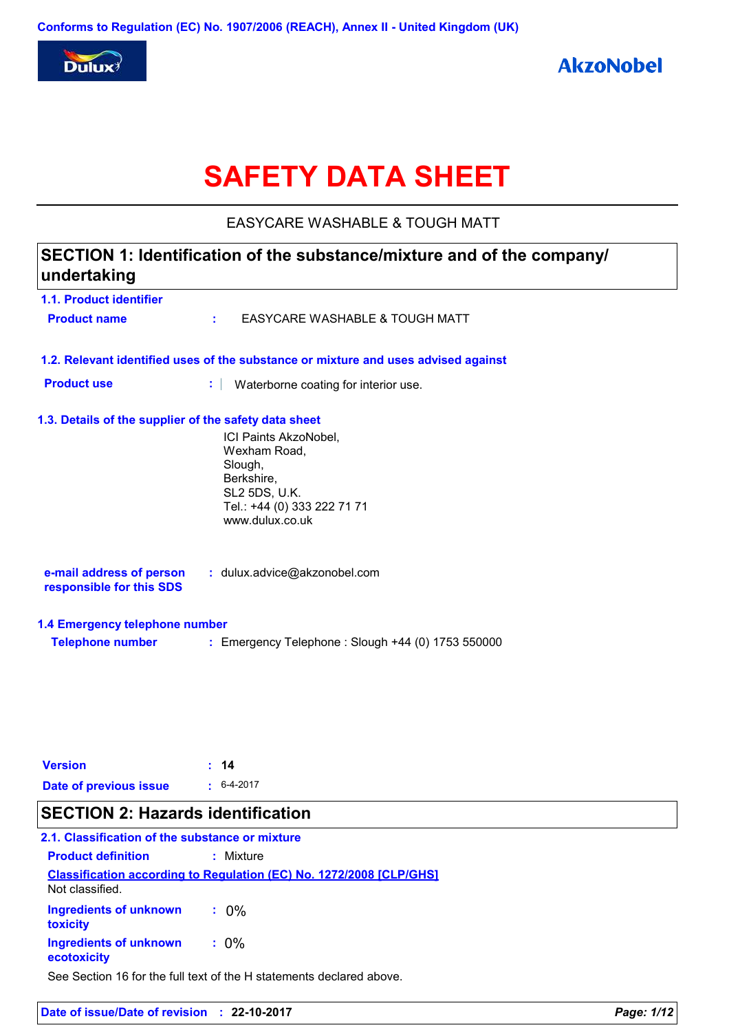Conforms to Regulation (EC) No. 1907/2006 (REACH), Annex II - United Kingdom (UK)

Dulux

AkzoNobel

# SAFETY DATA SHEET

EASYCARE WASHABLE & TOUGH MATT

## SECTION 1: Identification of the substance/mixture and of the company/undertaking

### 1.1. Product identifier

**Product name** : EASYCARE WASHABLE & TOUGH MATT

### 1.2. Relevant identified uses of the substance or mixture and uses advised against

**Product use** : Waterborne coating for interior use.

### 1.3. Details of the supplier of the safety data sheet

ICI Paints AkzoNobel,
Wexham Road,
Slough,
Berkshire,
SL2 5DS, U.K.
Tel.: +44 (0) 333 222 71 71
www.dulux.co.uk

**e-mail address of person responsible for this SDS** : dulux.advice@akzonobel.com

### 1.4 Emergency telephone number

**Telephone number** : Emergency Telephone : Slough +44 (0) 1753 550000

**Version** : **14**

**Date of previous issue** : 6-4-2017

## SECTION 2: Hazards identification

### 2.1. Classification of the substance or mixture

**Product definition** : Mixture

**Classification according to Regulation (EC) No. 1272/2008 [CLP/GHS]**

Not classified.

**Ingredients of unknown toxicity** : 0%

**Ingredients of unknown ecotoxicity** : 0%

See Section 16 for the full text of the H statements declared above.

**Date of issue/Date of revision** : **22-10-2017**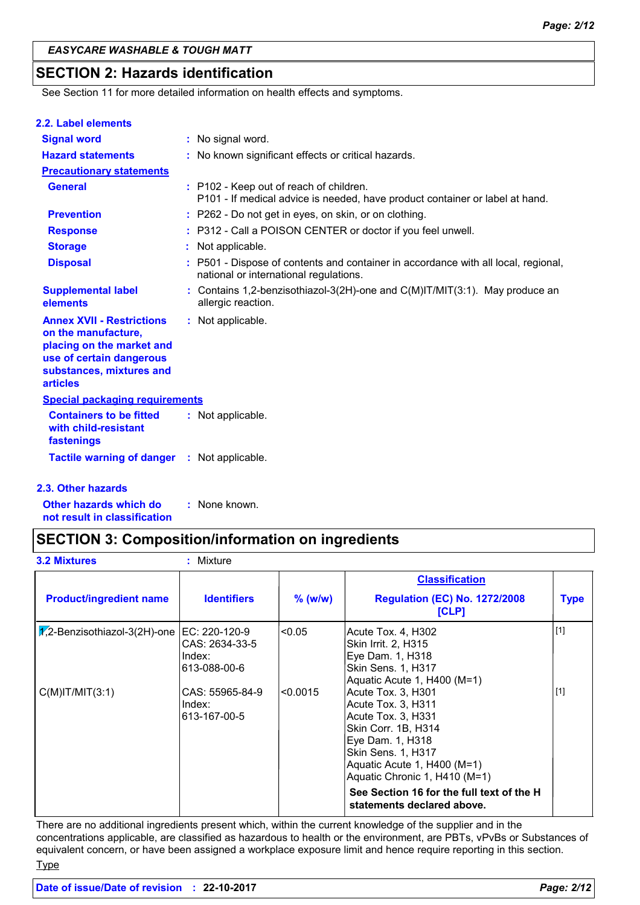## SECTION 2: Hazards identification

See Section 11 for more detailed information on health effects and symptoms.

### 2.2. Label elements

**Signal word** : No signal word.

**Hazard statements** : No known significant effects or critical hazards.

**Precautionary statements**

**General** : P102 - Keep out of reach of children.
P101 - If medical advice is needed, have product container or label at hand.

**Prevention** : P262 - Do not get in eyes, on skin, or on clothing.

**Response** : P312 - Call a POISON CENTER or doctor if you feel unwell.

**Storage** : Not applicable.

**Disposal** : P501 - Dispose of contents and container in accordance with all local, regional, national or international regulations.

**Supplemental label elements** : Contains 1,2-benzisothiazol-3(2H)-one and C(M)IT/MIT(3:1). May produce an allergic reaction.

**Annex XVII - Restrictions on the manufacture, placing on the market and use of certain dangerous substances, mixtures and articles** : Not applicable.

**Special packaging requirements**

**Containers to be fitted with child-resistant fastenings** : Not applicable.

**Tactile warning of danger** : Not applicable.

### 2.3. Other hazards

**Other hazards which do not result in classification** : None known.

## SECTION 3: Composition/information on ingredients

**3.2 Mixtures** : Mixture

| Product/ingredient name | Identifiers | % (w/w) | Classification Regulation (EC) No. 1272/2008 [CLP] | Type |
|---|---|---|---|---|
| 1,2-Benzisothiazol-3(2H)-one | EC: 220-120-9<br>CAS: 2634-33-5<br>Index: 613-088-00-6 | <0.05 | Acute Tox. 4, H302<br>Skin Irrit. 2, H315<br>Eye Dam. 1, H318<br>Skin Sens. 1, H317<br>Aquatic Acute 1, H400 (M=1) | [1] |
| C(M)IT/MIT(3:1) | CAS: 55965-84-9<br>Index: 613-167-00-5 | <0.0015 | Acute Tox. 3, H301<br>Acute Tox. 3, H311<br>Acute Tox. 3, H331<br>Skin Corr. 1B, H314<br>Eye Dam. 1, H318<br>Skin Sens. 1, H317<br>Aquatic Acute 1, H400 (M=1)<br>Aquatic Chronic 1, H410 (M=1) | [1] |
| | | | **See Section 16 for the full text of the H statements declared above.** | |

There are no additional ingredients present which, within the current knowledge of the supplier and in the concentrations applicable, are classified as hazardous to health or the environment, are PBTs, vPvBs or Substances of equivalent concern, or have been assigned a workplace exposure limit and hence require reporting in this section.

Type

**Date of issue/Date of revision** : **22-10-2017**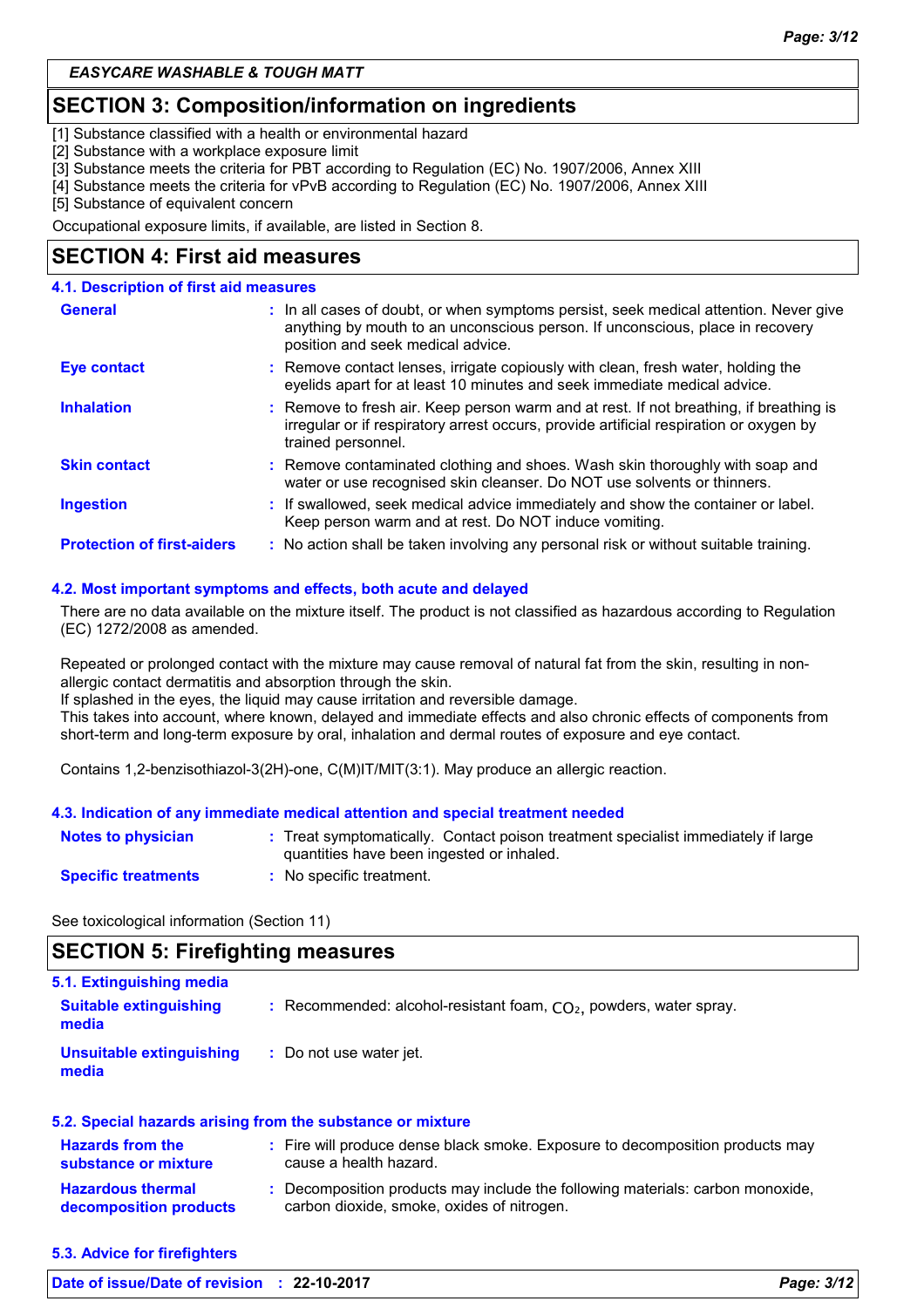EASYCARE WASHABLE & TOUGH MATT

## SECTION 3: Composition/information on ingredients

[1] Substance classified with a health or environmental hazard
[2] Substance with a workplace exposure limit
[3] Substance meets the criteria for PBT according to Regulation (EC) No. 1907/2006, Annex XIII
[4] Substance meets the criteria for vPvB according to Regulation (EC) No. 1907/2006, Annex XIII
[5] Substance of equivalent concern

Occupational exposure limits, if available, are listed in Section 8.

## SECTION 4: First aid measures

### 4.1. Description of first aid measures

**General** : In all cases of doubt, or when symptoms persist, seek medical attention. Never give anything by mouth to an unconscious person. If unconscious, place in recovery position and seek medical advice.

**Eye contact** : Remove contact lenses, irrigate copiously with clean, fresh water, holding the eyelids apart for at least 10 minutes and seek immediate medical advice.

**Inhalation** : Remove to fresh air. Keep person warm and at rest. If not breathing, if breathing is irregular or if respiratory arrest occurs, provide artificial respiration or oxygen by trained personnel.

**Skin contact** : Remove contaminated clothing and shoes. Wash skin thoroughly with soap and water or use recognised skin cleanser. Do NOT use solvents or thinners.

**Ingestion** : If swallowed, seek medical advice immediately and show the container or label. Keep person warm and at rest. Do NOT induce vomiting.

**Protection of first-aiders** : No action shall be taken involving any personal risk or without suitable training.

### 4.2. Most important symptoms and effects, both acute and delayed

There are no data available on the mixture itself. The product is not classified as hazardous according to Regulation (EC) 1272/2008 as amended.

Repeated or prolonged contact with the mixture may cause removal of natural fat from the skin, resulting in non-allergic contact dermatitis and absorption through the skin.
If splashed in the eyes, the liquid may cause irritation and reversible damage.
This takes into account, where known, delayed and immediate effects and also chronic effects of components from short-term and long-term exposure by oral, inhalation and dermal routes of exposure and eye contact.

Contains 1,2-benzisothiazol-3(2H)-one, C(M)IT/MIT(3:1). May produce an allergic reaction.

### 4.3. Indication of any immediate medical attention and special treatment needed

**Notes to physician** : Treat symptomatically. Contact poison treatment specialist immediately if large quantities have been ingested or inhaled.

**Specific treatments** : No specific treatment.

See toxicological information (Section 11)

## SECTION 5: Firefighting measures

### 5.1. Extinguishing media

**Suitable extinguishing media** : Recommended: alcohol-resistant foam, $CO_2$, powders, water spray.

**Unsuitable extinguishing media** : Do not use water jet.

### 5.2. Special hazards arising from the substance or mixture

**Hazards from the substance or mixture** : Fire will produce dense black smoke. Exposure to decomposition products may cause a health hazard.

**Hazardous thermal decomposition products** : Decomposition products may include the following materials: carbon monoxide, carbon dioxide, smoke, oxides of nitrogen.

### 5.3. Advice for firefighters

Date of issue/Date of revision : 22-10-2017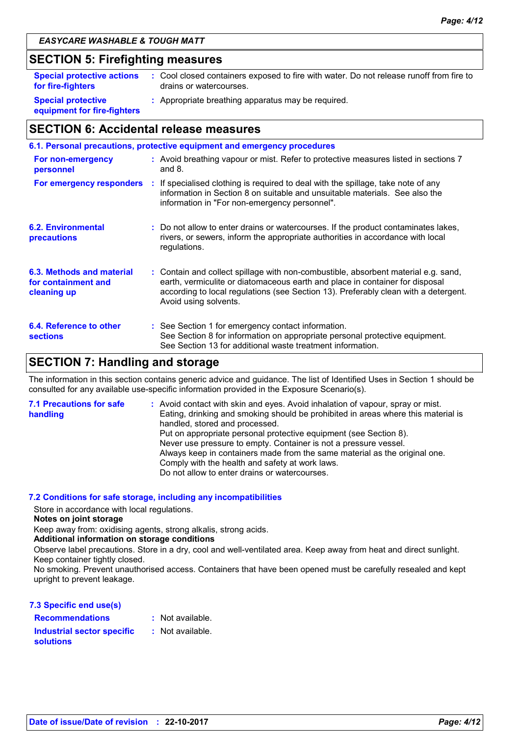## SECTION 5: Firefighting measures

| | |
|---|---|
| **Special protective actions for fire-fighters** | : Cool closed containers exposed to fire with water. Do not release runoff from fire to drains or watercourses. |
| **Special protective equipment for fire-fighters** | : Appropriate breathing apparatus may be required. |

## SECTION 6: Accidental release measures

### 6.1. Personal precautions, protective equipment and emergency procedures

| | |
|---|---|
| **For non-emergency personnel** | : Avoid breathing vapour or mist. Refer to protective measures listed in sections 7 and 8. |
| **For emergency responders** | : If specialised clothing is required to deal with the spillage, take note of any information in Section 8 on suitable and unsuitable materials. See also the information in "For non-emergency personnel". |

| | |
|---|---|
| **6.2. Environmental precautions** | : Do not allow to enter drains or watercourses. If the product contaminates lakes, rivers, or sewers, inform the appropriate authorities in accordance with local regulations. |
| **6.3. Methods and material for containment and cleaning up** | : Contain and collect spillage with non-combustible, absorbent material e.g. sand, earth, vermiculite or diatomaceous earth and place in container for disposal according to local regulations (see Section 13). Preferably clean with a detergent. Avoid using solvents. |
| **6.4. Reference to other sections** | : See Section 1 for emergency contact information.<br>See Section 8 for information on appropriate personal protective equipment.<br>See Section 13 for additional waste treatment information. |

## SECTION 7: Handling and storage

The information in this section contains generic advice and guidance. The list of Identified Uses in Section 1 should be consulted for any available use-specific information provided in the Exposure Scenario(s).

| | |
|---|---|
| **7.1 Precautions for safe handling** | : Avoid contact with skin and eyes. Avoid inhalation of vapour, spray or mist.<br>Eating, drinking and smoking should be prohibited in areas where this material is handled, stored and processed.<br>Put on appropriate personal protective equipment (see Section 8).<br>Never use pressure to empty. Container is not a pressure vessel.<br>Always keep in containers made from the same material as the original one.<br>Comply with the health and safety at work laws.<br>Do not allow to enter drains or watercourses. |

### 7.2 Conditions for safe storage, including any incompatibilities

Store in accordance with local regulations.

**Notes on joint storage**

Keep away from: oxidising agents, strong alkalis, strong acids.

**Additional information on storage conditions**

Observe label precautions. Store in a dry, cool and well-ventilated area. Keep away from heat and direct sunlight. Keep container tightly closed.

No smoking. Prevent unauthorised access. Containers that have been opened must be carefully resealed and kept upright to prevent leakage.

### 7.3 Specific end use(s)

| | |
|---|---|
| **Recommendations** | : Not available. |
| **Industrial sector specific solutions** | : Not available. |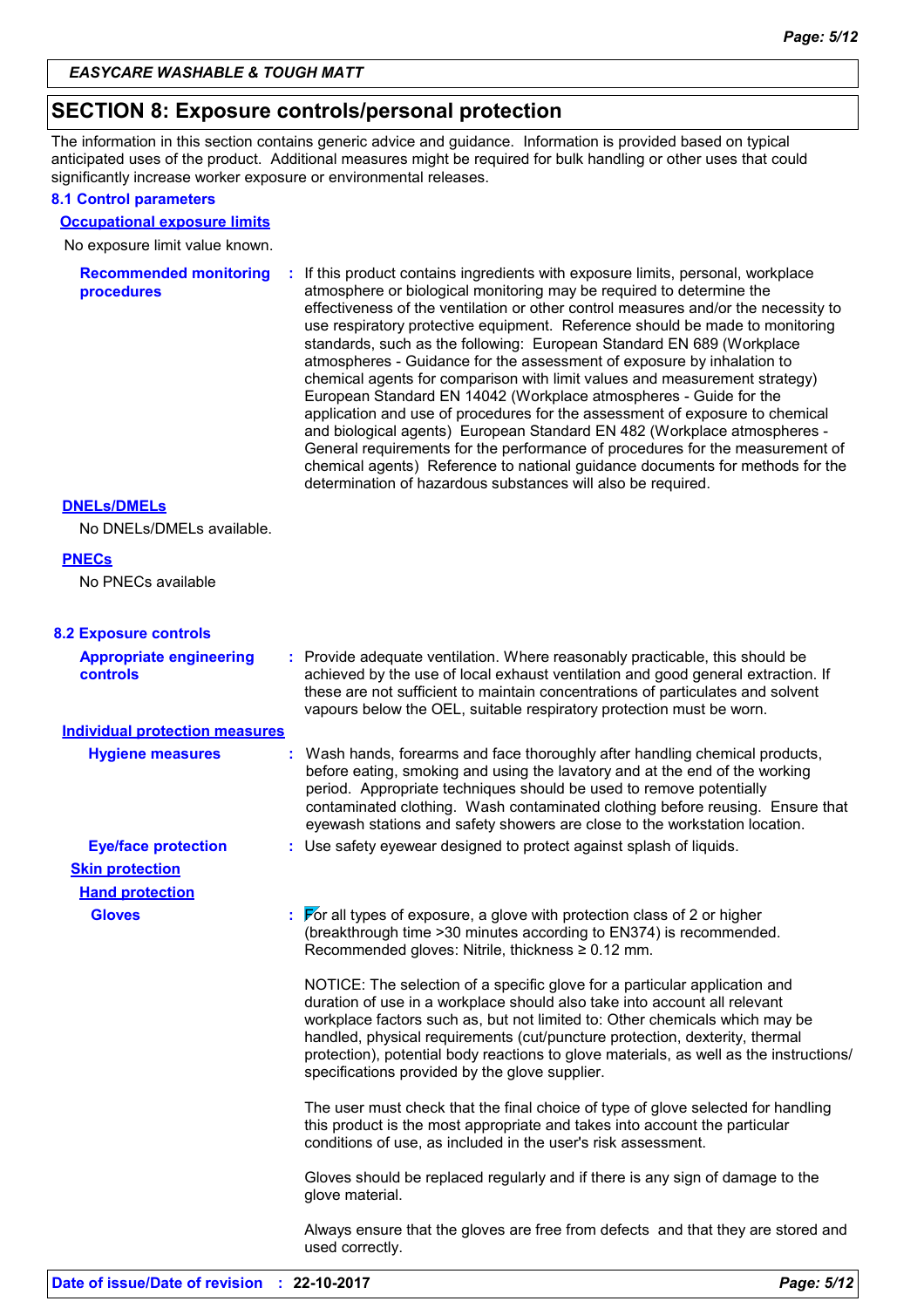## SECTION 8: Exposure controls/personal protection

The information in this section contains generic advice and guidance. Information is provided based on typical anticipated uses of the product. Additional measures might be required for bulk handling or other uses that could significantly increase worker exposure or environmental releases.

### 8.1 Control parameters

**Occupational exposure limits**

No exposure limit value known.

**Recommended monitoring procedures** : If this product contains ingredients with exposure limits, personal, workplace atmosphere or biological monitoring may be required to determine the effectiveness of the ventilation or other control measures and/or the necessity to use respiratory protective equipment. Reference should be made to monitoring standards, such as the following: European Standard EN 689 (Workplace atmospheres - Guidance for the assessment of exposure by inhalation to chemical agents for comparison with limit values and measurement strategy) European Standard EN 14042 (Workplace atmospheres - Guide for the application and use of procedures for the assessment of exposure to chemical and biological agents) European Standard EN 482 (Workplace atmospheres - General requirements for the performance of procedures for the measurement of chemical agents) Reference to national guidance documents for methods for the determination of hazardous substances will also be required.

**DNELs/DMELs**

No DNELs/DMELs available.

**PNECs**

No PNECs available

### 8.2 Exposure controls

**Appropriate engineering controls** : Provide adequate ventilation. Where reasonably practicable, this should be achieved by the use of local exhaust ventilation and good general extraction. If these are not sufficient to maintain concentrations of particulates and solvent vapours below the OEL, suitable respiratory protection must be worn.

**Individual protection measures**

**Hygiene measures** : Wash hands, forearms and face thoroughly after handling chemical products, before eating, smoking and using the lavatory and at the end of the working period. Appropriate techniques should be used to remove potentially contaminated clothing. Wash contaminated clothing before reusing. Ensure that eyewash stations and safety showers are close to the workstation location.

**Eye/face protection** : Use safety eyewear designed to protect against splash of liquids.

**Skin protection**

**Hand protection**

**Gloves** : For all types of exposure, a glove with protection class of 2 or higher (breakthrough time >30 minutes according to EN374) is recommended. Recommended gloves: Nitrile, thickness ≥ 0.12 mm.

NOTICE: The selection of a specific glove for a particular application and duration of use in a workplace should also take into account all relevant workplace factors such as, but not limited to: Other chemicals which may be handled, physical requirements (cut/puncture protection, dexterity, thermal protection), potential body reactions to glove materials, as well as the instructions/ specifications provided by the glove supplier.

The user must check that the final choice of type of glove selected for handling this product is the most appropriate and takes into account the particular conditions of use, as included in the user's risk assessment.

Gloves should be replaced regularly and if there is any sign of damage to the glove material.

Always ensure that the gloves are free from defects and that they are stored and used correctly.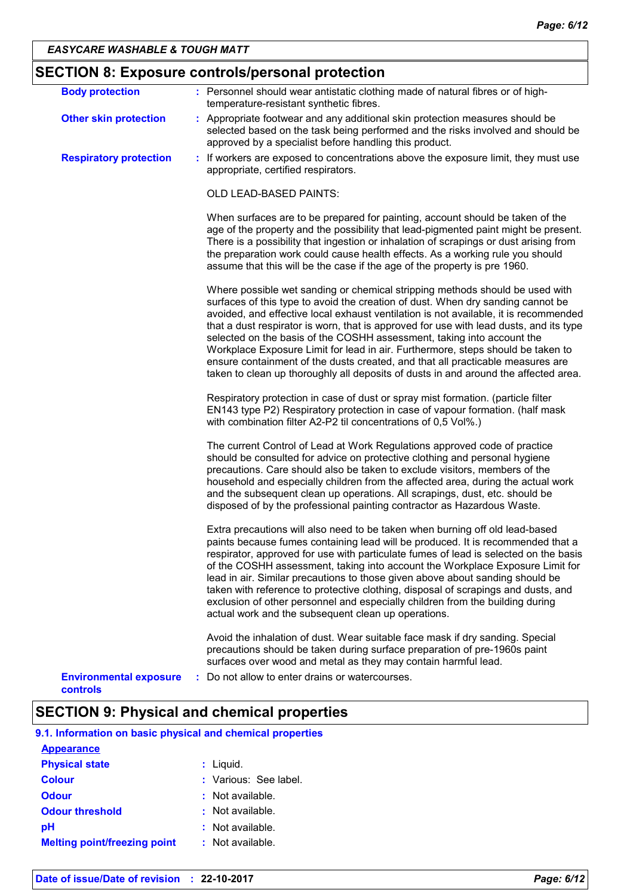## SECTION 8: Exposure controls/personal protection

**Body protection** : Personnel should wear antistatic clothing made of natural fibres or of high-temperature-resistant synthetic fibres.

**Other skin protection** : Appropriate footwear and any additional skin protection measures should be selected based on the task being performed and the risks involved and should be approved by a specialist before handling this product.

**Respiratory protection** : If workers are exposed to concentrations above the exposure limit, they must use appropriate, certified respirators.

OLD LEAD-BASED PAINTS:

When surfaces are to be prepared for painting, account should be taken of the age of the property and the possibility that lead-pigmented paint might be present. There is a possibility that ingestion or inhalation of scrapings or dust arising from the preparation work could cause health effects. As a working rule you should assume that this will be the case if the age of the property is pre 1960.

Where possible wet sanding or chemical stripping methods should be used with surfaces of this type to avoid the creation of dust. When dry sanding cannot be avoided, and effective local exhaust ventilation is not available, it is recommended that a dust respirator is worn, that is approved for use with lead dusts, and its type selected on the basis of the COSHH assessment, taking into account the Workplace Exposure Limit for lead in air. Furthermore, steps should be taken to ensure containment of the dusts created, and that all practicable measures are taken to clean up thoroughly all deposits of dusts in and around the affected area.

Respiratory protection in case of dust or spray mist formation. (particle filter EN143 type P2) Respiratory protection in case of vapour formation. (half mask with combination filter A2-P2 til concentrations of 0,5 Vol%.)

The current Control of Lead at Work Regulations approved code of practice should be consulted for advice on protective clothing and personal hygiene precautions. Care should also be taken to exclude visitors, members of the household and especially children from the affected area, during the actual work and the subsequent clean up operations. All scrapings, dust, etc. should be disposed of by the professional painting contractor as Hazardous Waste.

Extra precautions will also need to be taken when burning off old lead-based paints because fumes containing lead will be produced. It is recommended that a respirator, approved for use with particulate fumes of lead is selected on the basis of the COSHH assessment, taking into account the Workplace Exposure Limit for lead in air. Similar precautions to those given above about sanding should be taken with reference to protective clothing, disposal of scrapings and dusts, and exclusion of other personnel and especially children from the building during actual work and the subsequent clean up operations.

Avoid the inhalation of dust. Wear suitable face mask if dry sanding. Special precautions should be taken during surface preparation of pre-1960s paint surfaces over wood and metal as they may contain harmful lead.

**Environmental exposure controls** : Do not allow to enter drains or watercourses.

## SECTION 9: Physical and chemical properties

### 9.1. Information on basic physical and chemical properties

**Appearance**

| | |
|---|---|
| **Physical state** | : Liquid. |
| **Colour** | : Various: See label. |
| **Odour** | : Not available. |
| **Odour threshold** | : Not available. |
| **pH** | : Not available. |
| **Melting point/freezing point** | : Not available. |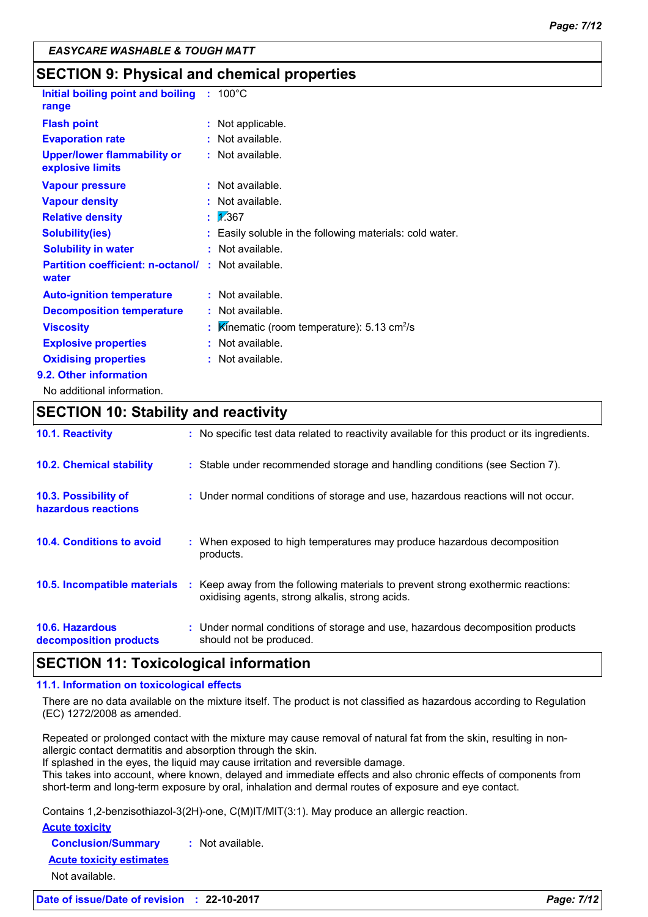EASYCARE WASHABLE & TOUGH MATT

## SECTION 9: Physical and chemical properties

| | |
|---|---|
| **Initial boiling point and boiling range** | : 100°C |
| **Flash point** | : Not applicable. |
| **Evaporation rate** | : Not available. |
| **Upper/lower flammability or explosive limits** | : Not available. |
| **Vapour pressure** | : Not available. |
| **Vapour density** | : Not available. |
| **Relative density** | : 1.367 |
| **Solubility(ies)** | : Easily soluble in the following materials: cold water. |
| **Solubility in water** | : Not available. |
| **Partition coefficient: n-octanol/ water** | : Not available. |
| **Auto-ignition temperature** | : Not available. |
| **Decomposition temperature** | : Not available. |
| **Viscosity** | : Kinematic (room temperature): 5.13 $cm^2/s$ |
| **Explosive properties** | : Not available. |
| **Oxidising properties** | : Not available. |

### 9.2. Other information

No additional information.

## SECTION 10: Stability and reactivity

| | |
|---|---|
| **10.1. Reactivity** | : No specific test data related to reactivity available for this product or its ingredients. |
| **10.2. Chemical stability** | : Stable under recommended storage and handling conditions (see Section 7). |
| **10.3. Possibility of hazardous reactions** | : Under normal conditions of storage and use, hazardous reactions will not occur. |
| **10.4. Conditions to avoid** | : When exposed to high temperatures may produce hazardous decomposition products. |
| **10.5. Incompatible materials** | : Keep away from the following materials to prevent strong exothermic reactions: oxidising agents, strong alkalis, strong acids. |
| **10.6. Hazardous decomposition products** | : Under normal conditions of storage and use, hazardous decomposition products should not be produced. |

## SECTION 11: Toxicological information

### 11.1. Information on toxicological effects

There are no data available on the mixture itself. The product is not classified as hazardous according to Regulation (EC) 1272/2008 as amended.

Repeated or prolonged contact with the mixture may cause removal of natural fat from the skin, resulting in non-allergic contact dermatitis and absorption through the skin.
If splashed in the eyes, the liquid may cause irritation and reversible damage.
This takes into account, where known, delayed and immediate effects and also chronic effects of components from short-term and long-term exposure by oral, inhalation and dermal routes of exposure and eye contact.

Contains 1,2-benzisothiazol-3(2H)-one, C(M)IT/MIT(3:1). May produce an allergic reaction.

**Acute toxicity**

**Conclusion/Summary** : Not available.

**Acute toxicity estimates**

Not available.

**Date of issue/Date of revision** : **22-10-2017**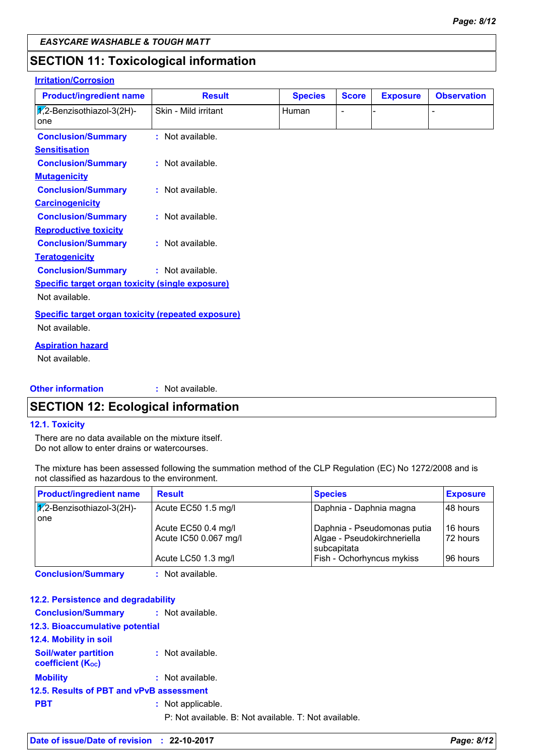EASYCARE WASHABLE & TOUGH MATT

## SECTION 11: Toxicological information

**Irritation/Corrosion**

| Product/ingredient name | Result | Species | Score | Exposure | Observation |
|---|---|---|---|---|---|
| 1,2-Benzisothiazol-3(2H)-one | Skin - Mild irritant | Human | - | - | - |

**Conclusion/Summary** : Not available.

**Sensitisation**

**Conclusion/Summary** : Not available.

**Mutagenicity**

**Conclusion/Summary** : Not available.

**Carcinogenicity**

**Conclusion/Summary** : Not available.

**Reproductive toxicity**

**Conclusion/Summary** : Not available.

**Teratogenicity**

**Conclusion/Summary** : Not available.

**Specific target organ toxicity (single exposure)**

Not available.

**Specific target organ toxicity (repeated exposure)**

Not available.

**Aspiration hazard**

Not available.

**Other information** : Not available.

## SECTION 12: Ecological information

### 12.1. Toxicity

There are no data available on the mixture itself.
Do not allow to enter drains or watercourses.

The mixture has been assessed following the summation method of the CLP Regulation (EC) No 1272/2008 and is not classified as hazardous to the environment.

| Product/ingredient name | Result | Species | Exposure |
|---|---|---|---|
| 1,2-Benzisothiazol-3(2H)-one | Acute EC50 1.5 mg/l | Daphnia - Daphnia magna | 48 hours |
| | Acute EC50 0.4 mg/l | Daphnia - Pseudomonas putia | 16 hours |
| | Acute IC50 0.067 mg/l | Algae - Pseudokirchneriella subcapitata | 72 hours |
| | Acute LC50 1.3 mg/l | Fish - Ochorhyncus mykiss | 96 hours |

**Conclusion/Summary** : Not available.

### 12.2. Persistence and degradability

**Conclusion/Summary** : Not available.

### 12.3. Bioaccumulative potential

### 12.4. Mobility in soil

**Soil/water partition coefficient ($K_{OC}$)** : Not available.

**Mobility** : Not available.

### 12.5. Results of PBT and vPvB assessment

**PBT** : Not applicable.

P: Not available. B: Not available. T: Not available.

**Date of issue/Date of revision** : **22-10-2017**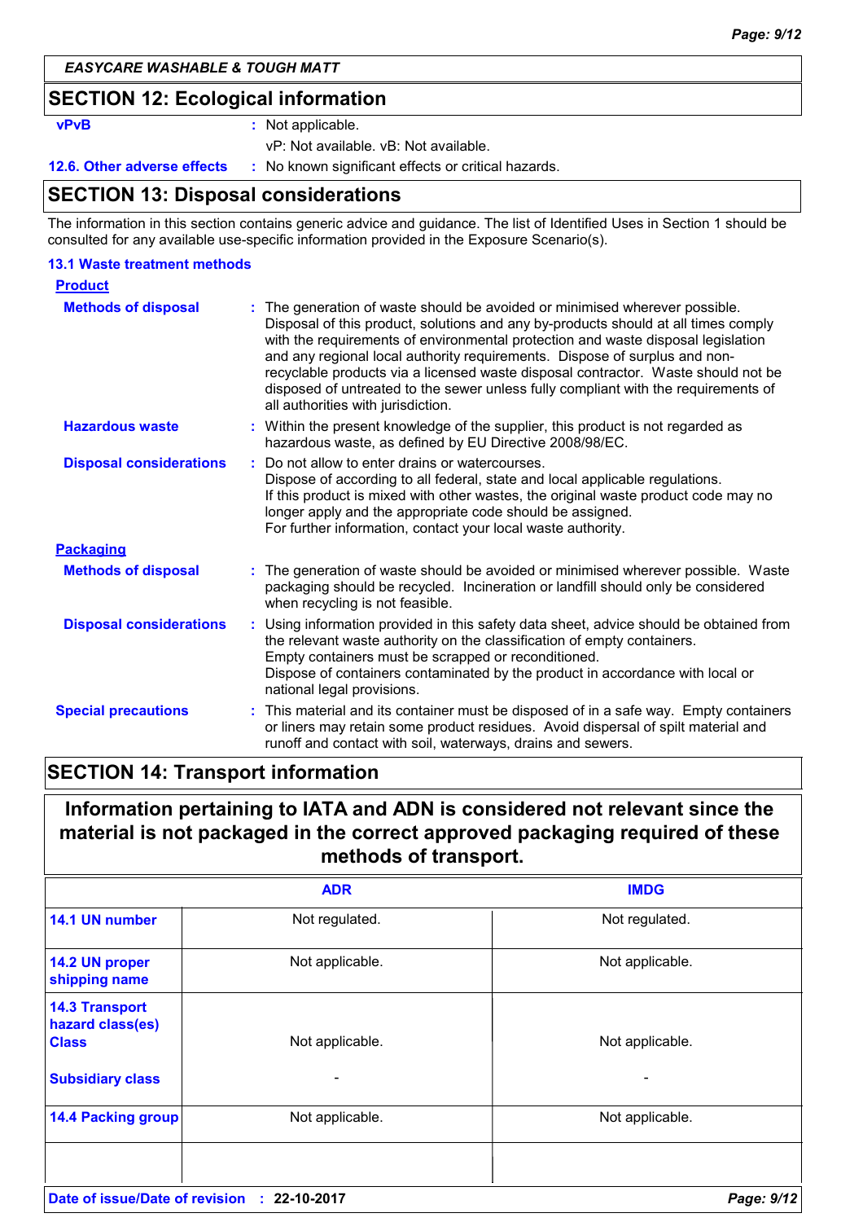## SECTION 12: Ecological information

**vPvB** : Not applicable.
vP: Not available. vB: Not available.

**12.6. Other adverse effects** : No known significant effects or critical hazards.

## SECTION 13: Disposal considerations

The information in this section contains generic advice and guidance. The list of Identified Uses in Section 1 should be consulted for any available use-specific information provided in the Exposure Scenario(s).

### 13.1 Waste treatment methods

**Product**

**Methods of disposal** : The generation of waste should be avoided or minimised wherever possible. Disposal of this product, solutions and any by-products should at all times comply with the requirements of environmental protection and waste disposal legislation and any regional local authority requirements. Dispose of surplus and non-recyclable products via a licensed waste disposal contractor. Waste should not be disposed of untreated to the sewer unless fully compliant with the requirements of all authorities with jurisdiction.

**Hazardous waste** : Within the present knowledge of the supplier, this product is not regarded as hazardous waste, as defined by EU Directive 2008/98/EC.

**Disposal considerations** : Do not allow to enter drains or watercourses.
Dispose of according to all federal, state and local applicable regulations.
If this product is mixed with other wastes, the original waste product code may no longer apply and the appropriate code should be assigned.
For further information, contact your local waste authority.

**Packaging**

**Methods of disposal** : The generation of waste should be avoided or minimised wherever possible. Waste packaging should be recycled. Incineration or landfill should only be considered when recycling is not feasible.

**Disposal considerations** : Using information provided in this safety data sheet, advice should be obtained from the relevant waste authority on the classification of empty containers.
Empty containers must be scrapped or reconditioned.
Dispose of containers contaminated by the product in accordance with local or national legal provisions.

**Special precautions** : This material and its container must be disposed of in a safe way. Empty containers or liners may retain some product residues. Avoid dispersal of spilt material and runoff and contact with soil, waterways, drains and sewers.

## SECTION 14: Transport information

**Information pertaining to IATA and ADN is considered not relevant since the material is not packaged in the correct approved packaging required of these methods of transport.**

| | ADR | IMDG |
|---|---|---|
| 14.1 UN number | Not regulated. | Not regulated. |
| 14.2 UN proper shipping name | Not applicable. | Not applicable. |
| 14.3 Transport hazard class(es) Class | Not applicable. | Not applicable. |
| Subsidiary class | - | - |
| 14.4 Packing group | Not applicable. | Not applicable. |
| | | |

**Date of issue/Date of revision** : **22-10-2017**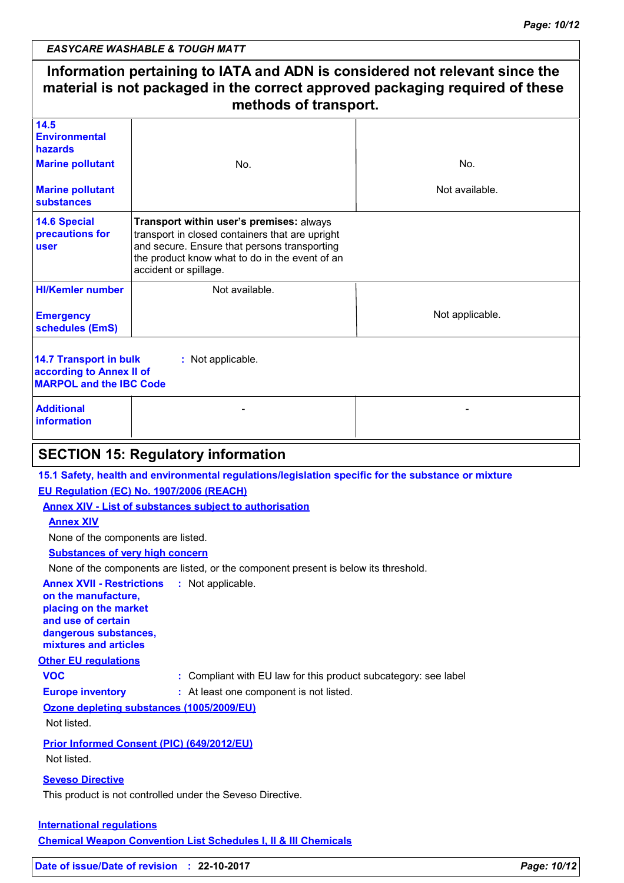**Information pertaining to IATA and ADN is considered not relevant since the material is not packaged in the correct approved packaging required of these methods of transport.**

| | | |
|---|---|---|
| **14.5 Environmental hazards** | | |
| **Marine pollutant** | No. | No. |
| **Marine pollutant substances** | | Not available. |
| **14.6 Special precautions for user** | **Transport within user's premises:** always transport in closed containers that are upright and secure. Ensure that persons transporting the product know what to do in the event of an accident or spillage. | |
| **HI/Kemler number** | Not available. | |
| **Emergency schedules (EmS)** | | Not applicable. |

**14.7 Transport in bulk according to Annex II of MARPOL and the IBC Code** : Not applicable.

| | | |
|---|---|---|
| **Additional information** | - | - |

## SECTION 15: Regulatory information

**15.1 Safety, health and environmental regulations/legislation specific for the substance or mixture**

**EU Regulation (EC) No. 1907/2006 (REACH)**

**Annex XIV - List of substances subject to authorisation**

**Annex XIV**

None of the components are listed.

**Substances of very high concern**

None of the components are listed, or the component present is below its threshold.

**Annex XVII - Restrictions on the manufacture, placing on the market and use of certain dangerous substances, mixtures and articles** : Not applicable.

**Other EU regulations**

**VOC** : Compliant with EU law for this product subcategory: see label

**Europe inventory** : At least one component is not listed.

**Ozone depleting substances (1005/2009/EU)**

Not listed.

**Prior Informed Consent (PIC) (649/2012/EU)**

Not listed.

**Seveso Directive**

This product is not controlled under the Seveso Directive.

**International regulations**

**Chemical Weapon Convention List Schedules I, II & III Chemicals**

**Date of issue/Date of revision** : **22-10-2017**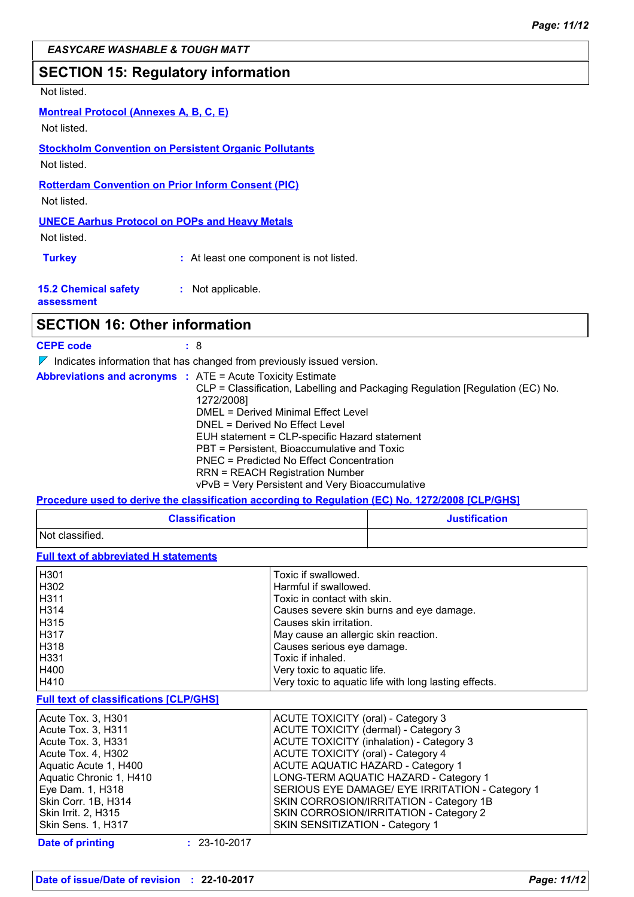## SECTION 15: Regulatory information

Not listed.

**Montreal Protocol (Annexes A, B, C, E)**

Not listed.

**Stockholm Convention on Persistent Organic Pollutants**

Not listed.

**Rotterdam Convention on Prior Inform Consent (PIC)**

Not listed.

**UNECE Aarhus Protocol on POPs and Heavy Metals**

Not listed.

**Turkey** : At least one component is not listed.

**15.2 Chemical safety assessment** : Not applicable.

## SECTION 16: Other information

**CEPE code** : 8

Indicates information that has changed from previously issued version.

**Abbreviations and acronyms** :
ATE = Acute Toxicity Estimate
CLP = Classification, Labelling and Packaging Regulation [Regulation (EC) No. 1272/2008]
DMEL = Derived Minimal Effect Level
DNEL = Derived No Effect Level
EUH statement = CLP-specific Hazard statement
PBT = Persistent, Bioaccumulative and Toxic
PNEC = Predicted No Effect Concentration
RRN = REACH Registration Number
vPvB = Very Persistent and Very Bioaccumulative

**Procedure used to derive the classification according to Regulation (EC) No. 1272/2008 [CLP/GHS]**

| Classification | Justification |
|---|---|
| Not classified. | |

**Full text of abbreviated H statements**

| | |
|---|---|
| H301 | Toxic if swallowed. |
| H302 | Harmful if swallowed. |
| H311 | Toxic in contact with skin. |
| H314 | Causes severe skin burns and eye damage. |
| H315 | Causes skin irritation. |
| H317 | May cause an allergic skin reaction. |
| H318 | Causes serious eye damage. |
| H331 | Toxic if inhaled. |
| H400 | Very toxic to aquatic life. |
| H410 | Very toxic to aquatic life with long lasting effects. |

**Full text of classifications [CLP/GHS]**

| | |
|---|---|
| Acute Tox. 3, H301 | ACUTE TOXICITY (oral) - Category 3 |
| Acute Tox. 3, H311 | ACUTE TOXICITY (dermal) - Category 3 |
| Acute Tox. 3, H331 | ACUTE TOXICITY (inhalation) - Category 3 |
| Acute Tox. 4, H302 | ACUTE TOXICITY (oral) - Category 4 |
| Aquatic Acute 1, H400 | ACUTE AQUATIC HAZARD - Category 1 |
| Aquatic Chronic 1, H410 | LONG-TERM AQUATIC HAZARD - Category 1 |
| Eye Dam. 1, H318 | SERIOUS EYE DAMAGE/ EYE IRRITATION - Category 1 |
| Skin Corr. 1B, H314 | SKIN CORROSION/IRRITATION - Category 1B |
| Skin Irrit. 2, H315 | SKIN CORROSION/IRRITATION - Category 2 |
| Skin Sens. 1, H317 | SKIN SENSITIZATION - Category 1 |

**Date of printing** : 23-10-2017

**Date of issue/Date of revision** : 22-10-2017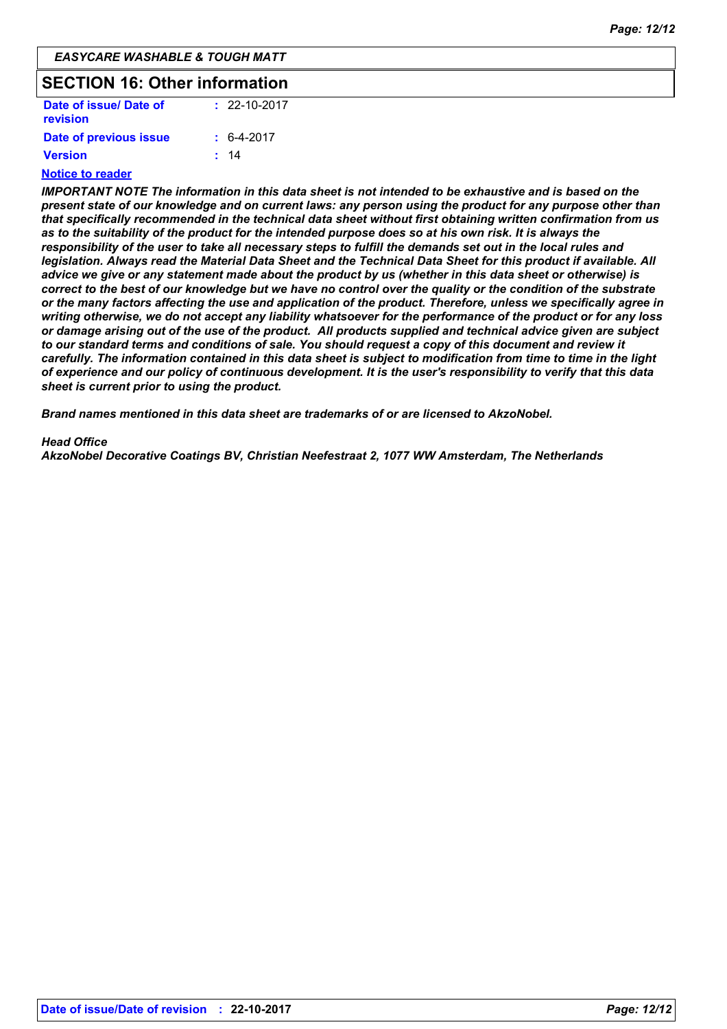*EASYCARE WASHABLE & TOUGH MATT*

## SECTION 16: Other information

| | | |
|---|---|---|
| **Date of issue/ Date of revision** | : | 22-10-2017 |
| **Date of previous issue** | : | 6-4-2017 |
| **Version** | : | 14 |

**Notice to reader**

***IMPORTANT NOTE The information in this data sheet is not intended to be exhaustive and is based on the present state of our knowledge and on current laws: any person using the product for any purpose other than that specifically recommended in the technical data sheet without first obtaining written confirmation from us as to the suitability of the product for the intended purpose does so at his own risk. It is always the responsibility of the user to take all necessary steps to fulfill the demands set out in the local rules and legislation. Always read the Material Data Sheet and the Technical Data Sheet for this product if available. All advice we give or any statement made about the product by us (whether in this data sheet or otherwise) is correct to the best of our knowledge but we have no control over the quality or the condition of the substrate or the many factors affecting the use and application of the product. Therefore, unless we specifically agree in writing otherwise, we do not accept any liability whatsoever for the performance of the product or for any loss or damage arising out of the use of the product. All products supplied and technical advice given are subject to our standard terms and conditions of sale. You should request a copy of this document and review it carefully. The information contained in this data sheet is subject to modification from time to time in the light of experience and our policy of continuous development. It is the user's responsibility to verify that this data sheet is current prior to using the product.***

***Brand names mentioned in this data sheet are trademarks of or are licensed to AkzoNobel.***

***Head Office***
***AkzoNobel Decorative Coatings BV, Christian Neefestraat 2, 1077 WW Amsterdam, The Netherlands***